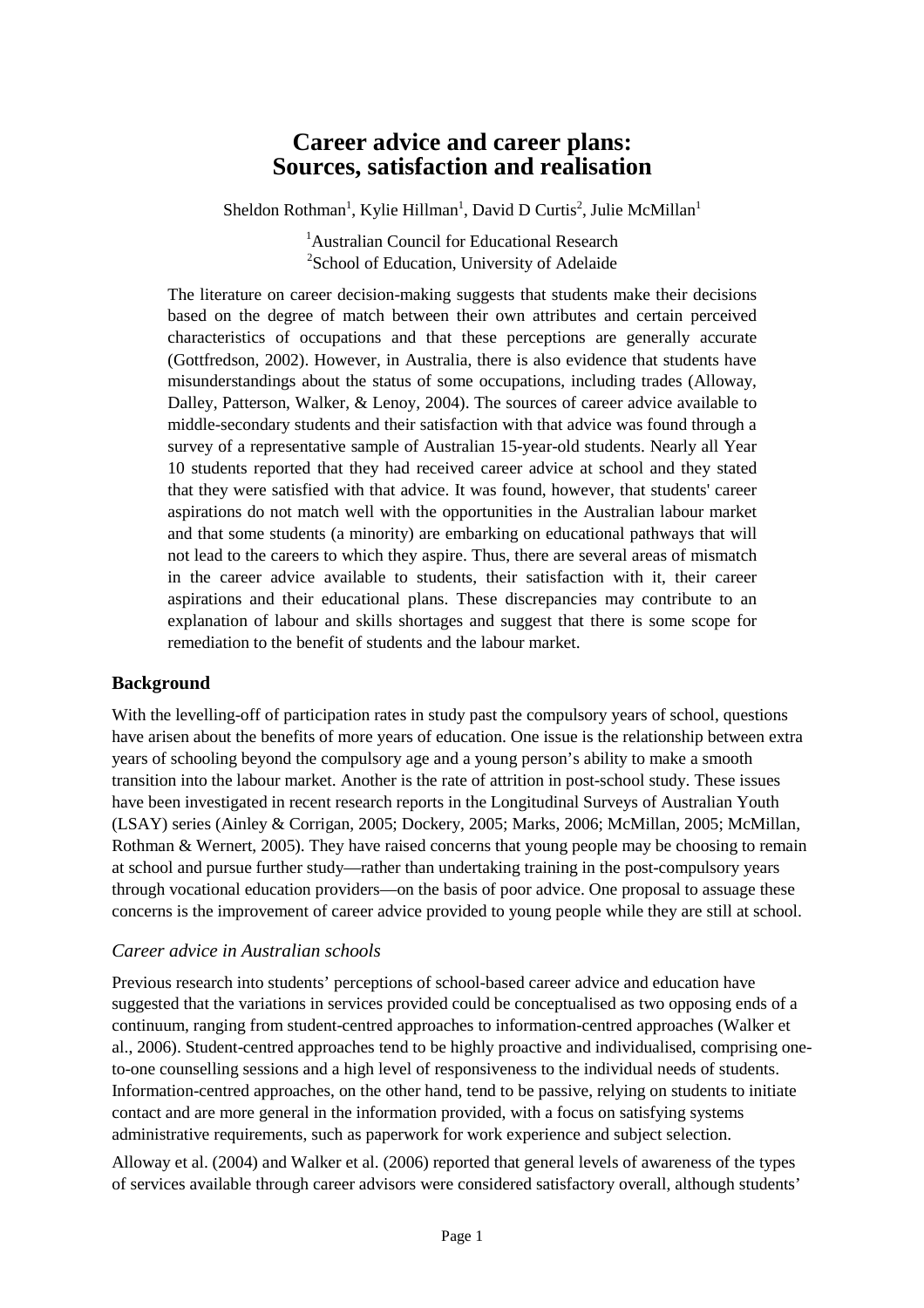# Career advice and career plans: Sources, satisfaction and realisation

Sheldon Rothman[1], Kylie Hillman[1], David D Curtis[2], Julie McMillan[1]

[1]Australian Council for Educational Research
[2]School of Education, University of Adelaide

The literature on career decision-making suggests that students make their decisions based on the degree of match between their own attributes and certain perceived characteristics of occupations and that these perceptions are generally accurate (Gottfredson, 2002). However, in Australia, there is also evidence that students have misunderstandings about the status of some occupations, including trades (Alloway, Dalley, Patterson, Walker, & Lenoy, 2004). The sources of career advice available to middle-secondary students and their satisfaction with that advice was found through a survey of a representative sample of Australian 15-year-old students. Nearly all Year 10 students reported that they had received career advice at school and they stated that they were satisfied with that advice. It was found, however, that students' career aspirations do not match well with the opportunities in the Australian labour market and that some students (a minority) are embarking on educational pathways that will not lead to the careers to which they aspire. Thus, there are several areas of mismatch in the career advice available to students, their satisfaction with it, their career aspirations and their educational plans. These discrepancies may contribute to an explanation of labour and skills shortages and suggest that there is some scope for remediation to the benefit of students and the labour market.

## Background

With the levelling-off of participation rates in study past the compulsory years of school, questions have arisen about the benefits of more years of education. One issue is the relationship between extra years of schooling beyond the compulsory age and a young person's ability to make a smooth transition into the labour market. Another is the rate of attrition in post-school study. These issues have been investigated in recent research reports in the Longitudinal Surveys of Australian Youth (LSAY) series (Ainley & Corrigan, 2005; Dockery, 2005; Marks, 2006; McMillan, 2005; McMillan, Rothman & Wernert, 2005). They have raised concerns that young people may be choosing to remain at school and pursue further study—rather than undertaking training in the post-compulsory years through vocational education providers—on the basis of poor advice. One proposal to assuage these concerns is the improvement of career advice provided to young people while they are still at school.

### *Career advice in Australian schools*

Previous research into students' perceptions of school-based career advice and education have suggested that the variations in services provided could be conceptualised as two opposing ends of a continuum, ranging from student-centred approaches to information-centred approaches (Walker et al., 2006). Student-centred approaches tend to be highly proactive and individualised, comprising one-to-one counselling sessions and a high level of responsiveness to the individual needs of students. Information-centred approaches, on the other hand, tend to be passive, relying on students to initiate contact and are more general in the information provided, with a focus on satisfying systems administrative requirements, such as paperwork for work experience and subject selection.

Alloway et al. (2004) and Walker et al. (2006) reported that general levels of awareness of the types of services available through career advisors were considered satisfactory overall, although students'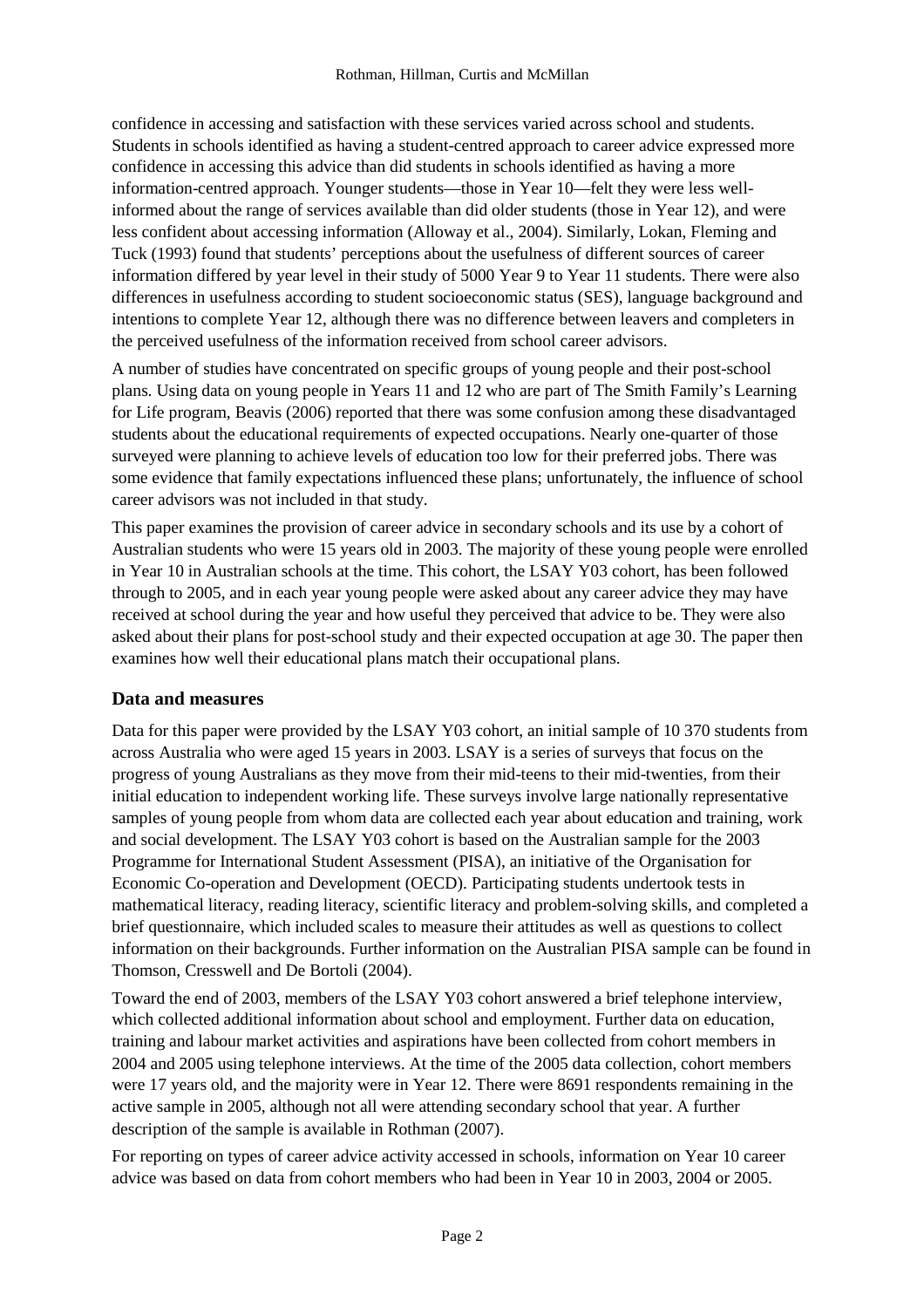confidence in accessing and satisfaction with these services varied across school and students. Students in schools identified as having a student-centred approach to career advice expressed more confidence in accessing this advice than did students in schools identified as having a more information-centred approach. Younger students—those in Year 10—felt they were less well-informed about the range of services available than did older students (those in Year 12), and were less confident about accessing information (Alloway et al., 2004). Similarly, Lokan, Fleming and Tuck (1993) found that students' perceptions about the usefulness of different sources of career information differed by year level in their study of 5000 Year 9 to Year 11 students. There were also differences in usefulness according to student socioeconomic status (SES), language background and intentions to complete Year 12, although there was no difference between leavers and completers in the perceived usefulness of the information received from school career advisors.

A number of studies have concentrated on specific groups of young people and their post-school plans. Using data on young people in Years 11 and 12 who are part of The Smith Family's Learning for Life program, Beavis (2006) reported that there was some confusion among these disadvantaged students about the educational requirements of expected occupations. Nearly one-quarter of those surveyed were planning to achieve levels of education too low for their preferred jobs. There was some evidence that family expectations influenced these plans; unfortunately, the influence of school career advisors was not included in that study.

This paper examines the provision of career advice in secondary schools and its use by a cohort of Australian students who were 15 years old in 2003. The majority of these young people were enrolled in Year 10 in Australian schools at the time. This cohort, the LSAY Y03 cohort, has been followed through to 2005, and in each year young people were asked about any career advice they may have received at school during the year and how useful they perceived that advice to be. They were also asked about their plans for post-school study and their expected occupation at age 30. The paper then examines how well their educational plans match their occupational plans.

## Data and measures

Data for this paper were provided by the LSAY Y03 cohort, an initial sample of 10 370 students from across Australia who were aged 15 years in 2003. LSAY is a series of surveys that focus on the progress of young Australians as they move from their mid-teens to their mid-twenties, from their initial education to independent working life. These surveys involve large nationally representative samples of young people from whom data are collected each year about education and training, work and social development. The LSAY Y03 cohort is based on the Australian sample for the 2003 Programme for International Student Assessment (PISA), an initiative of the Organisation for Economic Co-operation and Development (OECD). Participating students undertook tests in mathematical literacy, reading literacy, scientific literacy and problem-solving skills, and completed a brief questionnaire, which included scales to measure their attitudes as well as questions to collect information on their backgrounds. Further information on the Australian PISA sample can be found in Thomson, Cresswell and De Bortoli (2004).

Toward the end of 2003, members of the LSAY Y03 cohort answered a brief telephone interview, which collected additional information about school and employment. Further data on education, training and labour market activities and aspirations have been collected from cohort members in 2004 and 2005 using telephone interviews. At the time of the 2005 data collection, cohort members were 17 years old, and the majority were in Year 12. There were 8691 respondents remaining in the active sample in 2005, although not all were attending secondary school that year. A further description of the sample is available in Rothman (2007).

For reporting on types of career advice activity accessed in schools, information on Year 10 career advice was based on data from cohort members who had been in Year 10 in 2003, 2004 or 2005.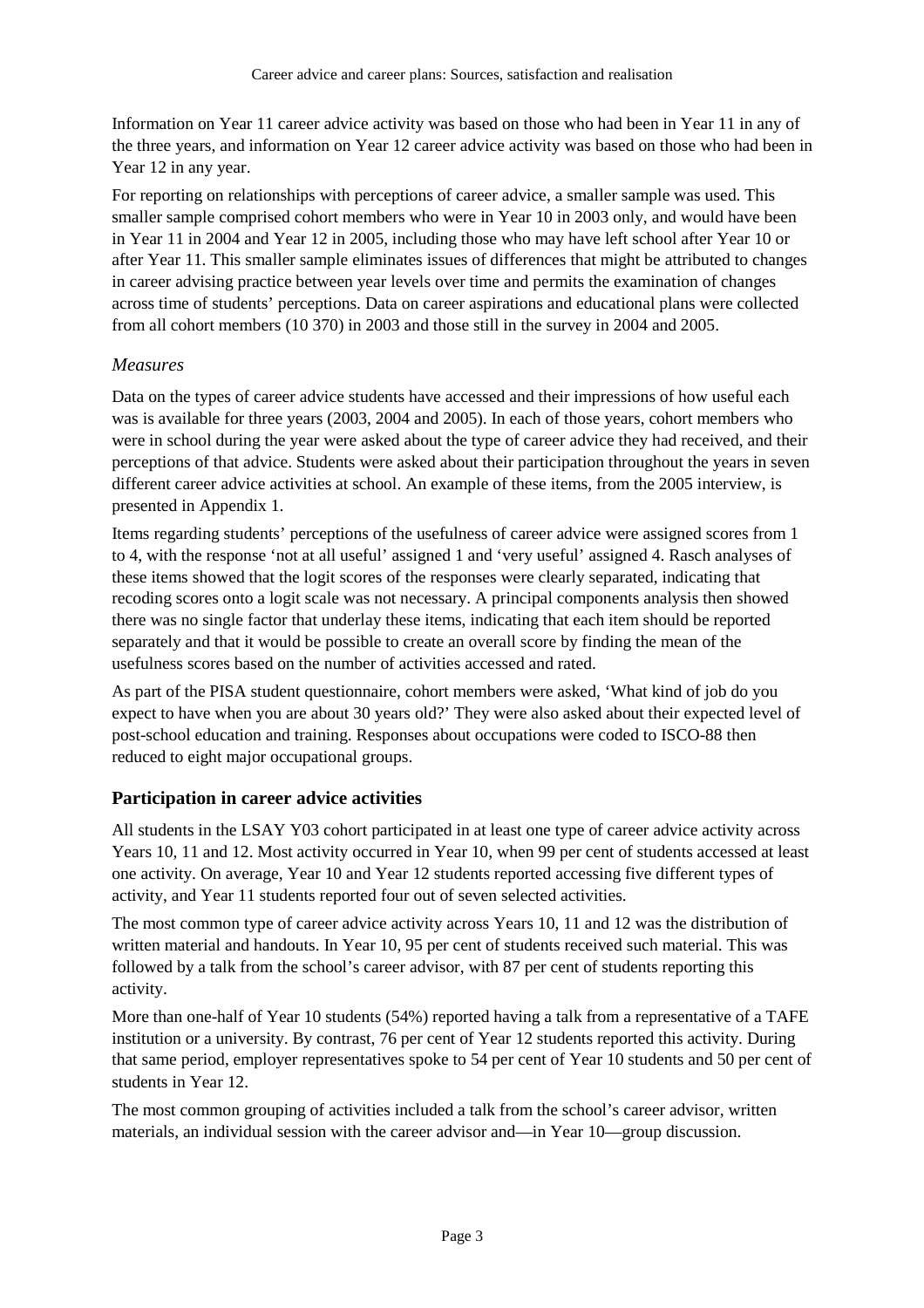Information on Year 11 career advice activity was based on those who had been in Year 11 in any of the three years, and information on Year 12 career advice activity was based on those who had been in Year 12 in any year.

For reporting on relationships with perceptions of career advice, a smaller sample was used. This smaller sample comprised cohort members who were in Year 10 in 2003 only, and would have been in Year 11 in 2004 and Year 12 in 2005, including those who may have left school after Year 10 or after Year 11. This smaller sample eliminates issues of differences that might be attributed to changes in career advising practice between year levels over time and permits the examination of changes across time of students' perceptions. Data on career aspirations and educational plans were collected from all cohort members (10 370) in 2003 and those still in the survey in 2004 and 2005.

### *Measures*

Data on the types of career advice students have accessed and their impressions of how useful each was is available for three years (2003, 2004 and 2005). In each of those years, cohort members who were in school during the year were asked about the type of career advice they had received, and their perceptions of that advice. Students were asked about their participation throughout the years in seven different career advice activities at school. An example of these items, from the 2005 interview, is presented in Appendix 1.

Items regarding students' perceptions of the usefulness of career advice were assigned scores from 1 to 4, with the response 'not at all useful' assigned 1 and 'very useful' assigned 4. Rasch analyses of these items showed that the logit scores of the responses were clearly separated, indicating that recoding scores onto a logit scale was not necessary. A principal components analysis then showed there was no single factor that underlay these items, indicating that each item should be reported separately and that it would be possible to create an overall score by finding the mean of the usefulness scores based on the number of activities accessed and rated.

As part of the PISA student questionnaire, cohort members were asked, 'What kind of job do you expect to have when you are about 30 years old?' They were also asked about their expected level of post-school education and training. Responses about occupations were coded to ISCO-88 then reduced to eight major occupational groups.

## Participation in career advice activities

All students in the LSAY Y03 cohort participated in at least one type of career advice activity across Years 10, 11 and 12. Most activity occurred in Year 10, when 99 per cent of students accessed at least one activity. On average, Year 10 and Year 12 students reported accessing five different types of activity, and Year 11 students reported four out of seven selected activities.

The most common type of career advice activity across Years 10, 11 and 12 was the distribution of written material and handouts. In Year 10, 95 per cent of students received such material. This was followed by a talk from the school's career advisor, with 87 per cent of students reporting this activity.

More than one-half of Year 10 students (54%) reported having a talk from a representative of a TAFE institution or a university. By contrast, 76 per cent of Year 12 students reported this activity. During that same period, employer representatives spoke to 54 per cent of Year 10 students and 50 per cent of students in Year 12.

The most common grouping of activities included a talk from the school's career advisor, written materials, an individual session with the career advisor and—in Year 10—group discussion.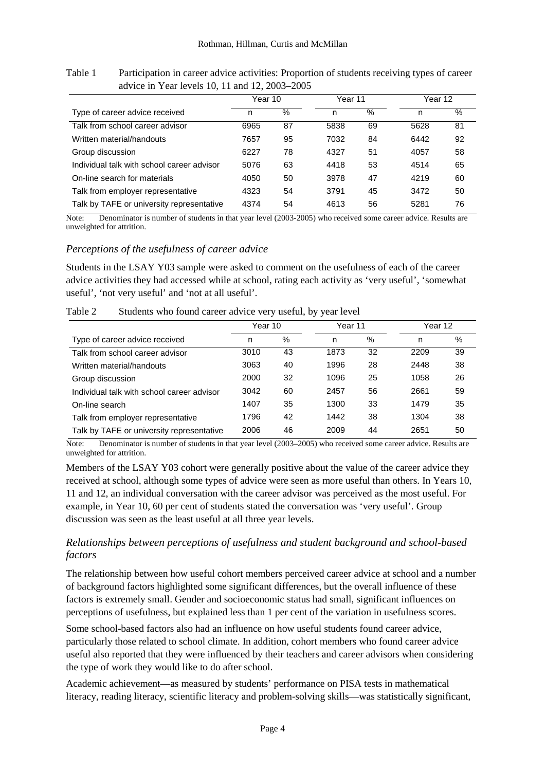Table 1 Participation in career advice activities: Proportion of students receiving types of career advice in Year levels 10, 11 and 12, 2003–2005

| | Year 10 | | Year 11 | | Year 12 | |
|---|---|---|---|---|---|---|
| Type of career advice received | n | % | n | % | n | % |
| Talk from school career advisor | 6965 | 87 | 5838 | 69 | 5628 | 81 |
| Written material/handouts | 7657 | 95 | 7032 | 84 | 6442 | 92 |
| Group discussion | 6227 | 78 | 4327 | 51 | 4057 | 58 |
| Individual talk with school career advisor | 5076 | 63 | 4418 | 53 | 4514 | 65 |
| On-line search for materials | 4050 | 50 | 3978 | 47 | 4219 | 60 |
| Talk from employer representative | 4323 | 54 | 3791 | 45 | 3472 | 50 |
| Talk by TAFE or university representative | 4374 | 54 | 4613 | 56 | 5281 | 76 |

Note: Denominator is number of students in that year level (2003-2005) who received some career advice. Results are unweighted for attrition.

### *Perceptions of the usefulness of career advice*

Students in the LSAY Y03 sample were asked to comment on the usefulness of each of the career advice activities they had accessed while at school, rating each activity as 'very useful', 'somewhat useful', 'not very useful' and 'not at all useful'.

Table 2 Students who found career advice very useful, by year level

| | Year 10 | | Year 11 | | Year 12 | |
|---|---|---|---|---|---|---|
| Type of career advice received | n | % | n | % | n | % |
| Talk from school career advisor | 3010 | 43 | 1873 | 32 | 2209 | 39 |
| Written material/handouts | 3063 | 40 | 1996 | 28 | 2448 | 38 |
| Group discussion | 2000 | 32 | 1096 | 25 | 1058 | 26 |
| Individual talk with school career advisor | 3042 | 60 | 2457 | 56 | 2661 | 59 |
| On-line search | 1407 | 35 | 1300 | 33 | 1479 | 35 |
| Talk from employer representative | 1796 | 42 | 1442 | 38 | 1304 | 38 |
| Talk by TAFE or university representative | 2006 | 46 | 2009 | 44 | 2651 | 50 |

Note: Denominator is number of students in that year level (2003–2005) who received some career advice. Results are unweighted for attrition.

Members of the LSAY Y03 cohort were generally positive about the value of the career advice they received at school, although some types of advice were seen as more useful than others. In Years 10, 11 and 12, an individual conversation with the career advisor was perceived as the most useful. For example, in Year 10, 60 per cent of students stated the conversation was 'very useful'. Group discussion was seen as the least useful at all three year levels.

### *Relationships between perceptions of usefulness and student background and school-based factors*

The relationship between how useful cohort members perceived career advice at school and a number of background factors highlighted some significant differences, but the overall influence of these factors is extremely small. Gender and socioeconomic status had small, significant influences on perceptions of usefulness, but explained less than 1 per cent of the variation in usefulness scores.

Some school-based factors also had an influence on how useful students found career advice, particularly those related to school climate. In addition, cohort members who found career advice useful also reported that they were influenced by their teachers and career advisors when considering the type of work they would like to do after school.

Academic achievement—as measured by students' performance on PISA tests in mathematical literacy, reading literacy, scientific literacy and problem-solving skills—was statistically significant,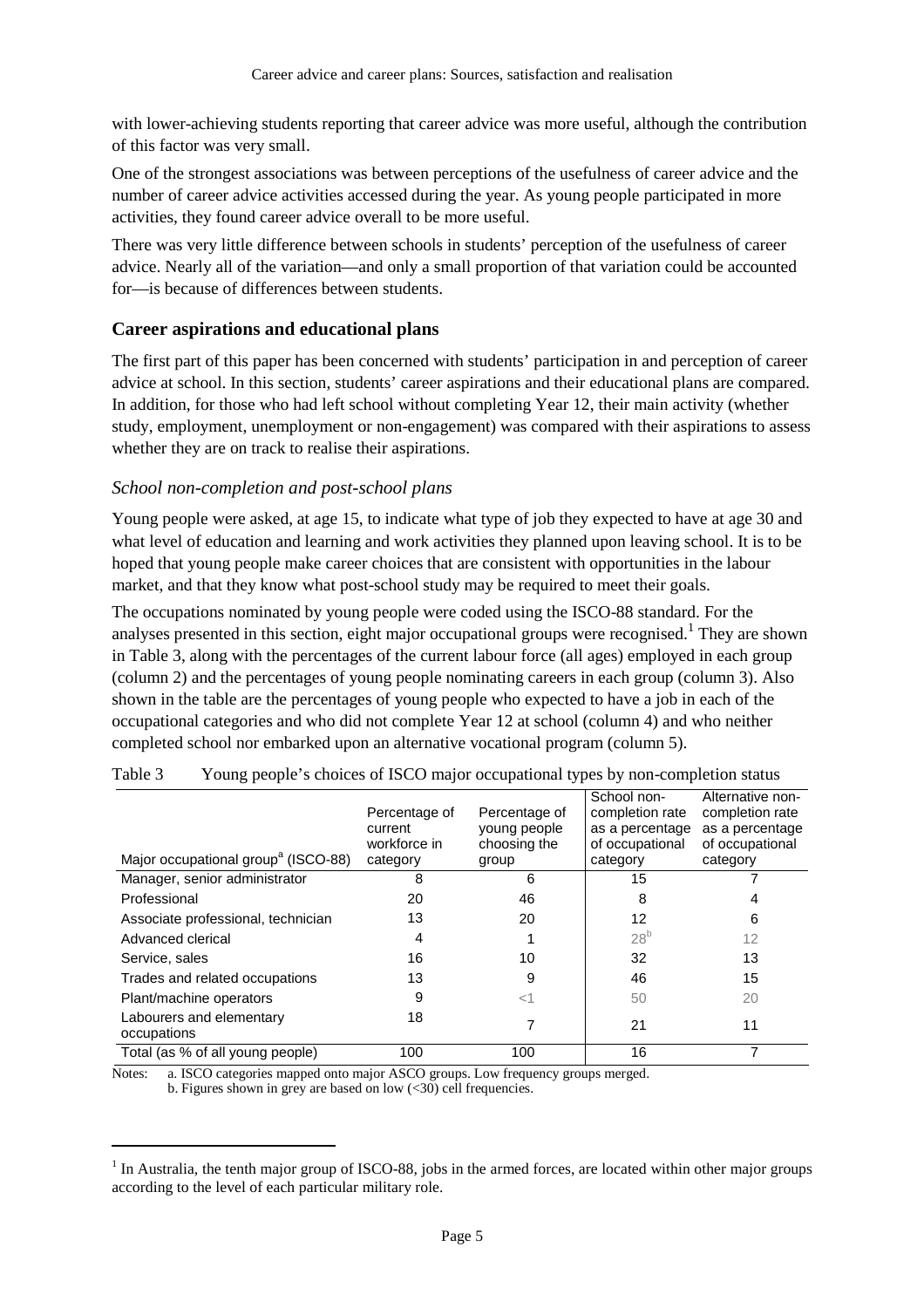with lower-achieving students reporting that career advice was more useful, although the contribution of this factor was very small.

One of the strongest associations was between perceptions of the usefulness of career advice and the number of career advice activities accessed during the year. As young people participated in more activities, they found career advice overall to be more useful.

There was very little difference between schools in students' perception of the usefulness of career advice. Nearly all of the variation—and only a small proportion of that variation could be accounted for—is because of differences between students.

## Career aspirations and educational plans

The first part of this paper has been concerned with students' participation in and perception of career advice at school. In this section, students' career aspirations and their educational plans are compared. In addition, for those who had left school without completing Year 12, their main activity (whether study, employment, unemployment or non-engagement) was compared with their aspirations to assess whether they are on track to realise their aspirations.

### *School non-completion and post-school plans*

Young people were asked, at age 15, to indicate what type of job they expected to have at age 30 and what level of education and learning and work activities they planned upon leaving school. It is to be hoped that young people make career choices that are consistent with opportunities in the labour market, and that they know what post-school study may be required to meet their goals.

The occupations nominated by young people were coded using the ISCO-88 standard. For the analyses presented in this section, eight major occupational groups were recognised.[1] They are shown in Table 3, along with the percentages of the current labour force (all ages) employed in each group (column 2) and the percentages of young people nominating careers in each group (column 3). Also shown in the table are the percentages of young people who expected to have a job in each of the occupational categories and who did not complete Year 12 at school (column 4) and who neither completed school nor embarked upon an alternative vocational program (column 5).

Table 3 Young people's choices of ISCO major occupational types by non-completion status

| Major occupational group[a] (ISCO-88) | Percentage of current workforce in category | Percentage of young people choosing the group | School non-completion rate as a percentage of occupational category | Alternative non-completion rate as a percentage of occupational category |
|---|---|---|---|---|
| Manager, senior administrator | 8 | 6 | 15 | 7 |
| Professional | 20 | 46 | 8 | 4 |
| Associate professional, technician | 13 | 20 | 12 | 6 |
| Advanced clerical | 4 | 1 | 28[b] | 12 |
| Service, sales | 16 | 10 | 32 | 13 |
| Trades and related occupations | 13 | 9 | 46 | 15 |
| Plant/machine operators | 9 | <1 | 50 | 20 |
| Labourers and elementary occupations | 18 | 7 | 21 | 11 |
| Total (as % of all young people) | 100 | 100 | 16 | 7 |

Notes: a. ISCO categories mapped onto major ASCO groups. Low frequency groups merged.
b. Figures shown in grey are based on low (<30) cell frequencies.

[1] In Australia, the tenth major group of ISCO-88, jobs in the armed forces, are located within other major groups according to the level of each particular military role.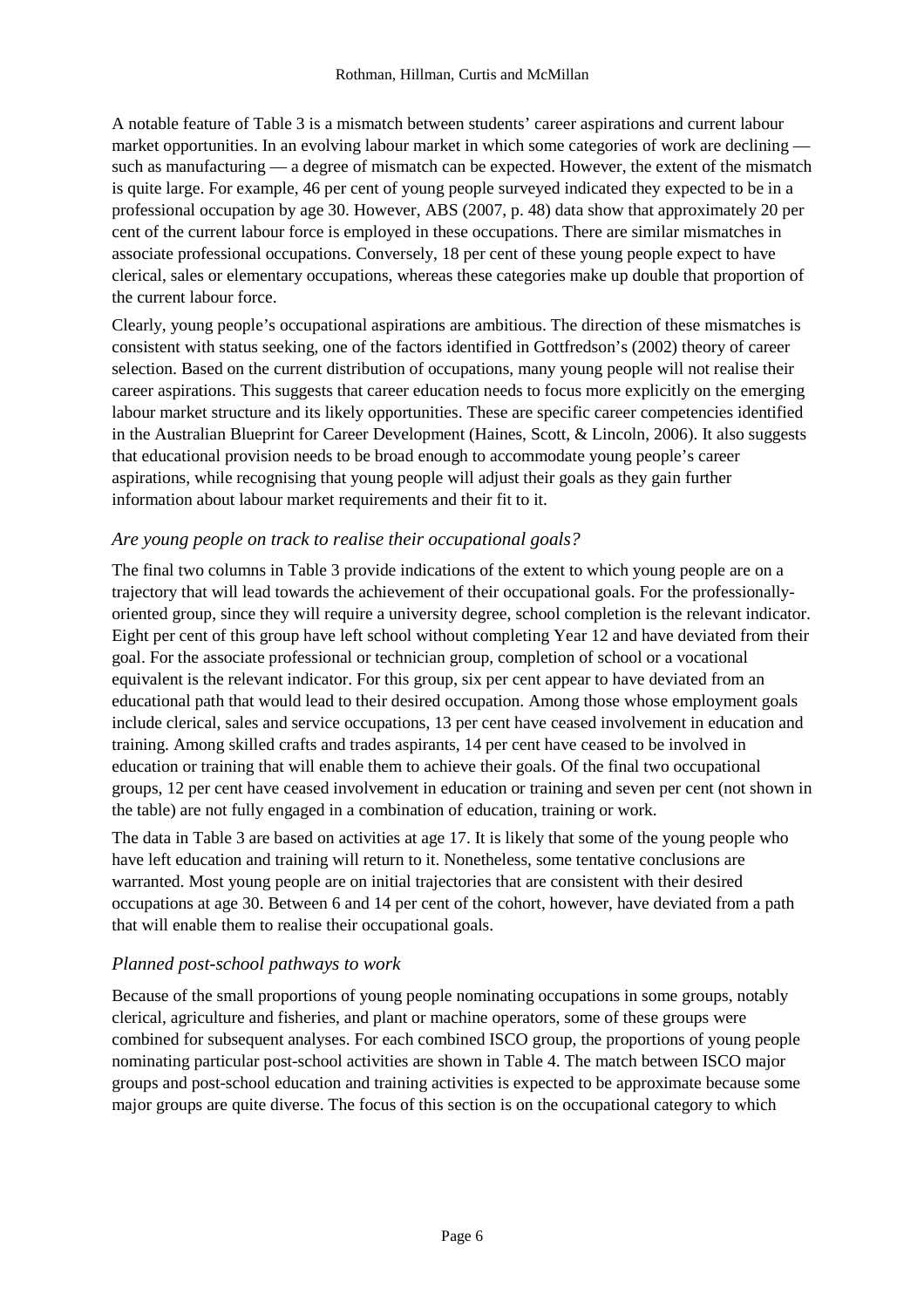A notable feature of Table 3 is a mismatch between students' career aspirations and current labour market opportunities. In an evolving labour market in which some categories of work are declining — such as manufacturing — a degree of mismatch can be expected. However, the extent of the mismatch is quite large. For example, 46 per cent of young people surveyed indicated they expected to be in a professional occupation by age 30. However, ABS (2007, p. 48) data show that approximately 20 per cent of the current labour force is employed in these occupations. There are similar mismatches in associate professional occupations. Conversely, 18 per cent of these young people expect to have clerical, sales or elementary occupations, whereas these categories make up double that proportion of the current labour force.

Clearly, young people's occupational aspirations are ambitious. The direction of these mismatches is consistent with status seeking, one of the factors identified in Gottfredson's (2002) theory of career selection. Based on the current distribution of occupations, many young people will not realise their career aspirations. This suggests that career education needs to focus more explicitly on the emerging labour market structure and its likely opportunities. These are specific career competencies identified in the Australian Blueprint for Career Development (Haines, Scott, & Lincoln, 2006). It also suggests that educational provision needs to be broad enough to accommodate young people's career aspirations, while recognising that young people will adjust their goals as they gain further information about labour market requirements and their fit to it.

### *Are young people on track to realise their occupational goals?*

The final two columns in Table 3 provide indications of the extent to which young people are on a trajectory that will lead towards the achievement of their occupational goals. For the professionally-oriented group, since they will require a university degree, school completion is the relevant indicator. Eight per cent of this group have left school without completing Year 12 and have deviated from their goal. For the associate professional or technician group, completion of school or a vocational equivalent is the relevant indicator. For this group, six per cent appear to have deviated from an educational path that would lead to their desired occupation. Among those whose employment goals include clerical, sales and service occupations, 13 per cent have ceased involvement in education and training. Among skilled crafts and trades aspirants, 14 per cent have ceased to be involved in education or training that will enable them to achieve their goals. Of the final two occupational groups, 12 per cent have ceased involvement in education or training and seven per cent (not shown in the table) are not fully engaged in a combination of education, training or work.

The data in Table 3 are based on activities at age 17. It is likely that some of the young people who have left education and training will return to it. Nonetheless, some tentative conclusions are warranted. Most young people are on initial trajectories that are consistent with their desired occupations at age 30. Between 6 and 14 per cent of the cohort, however, have deviated from a path that will enable them to realise their occupational goals.

### *Planned post-school pathways to work*

Because of the small proportions of young people nominating occupations in some groups, notably clerical, agriculture and fisheries, and plant or machine operators, some of these groups were combined for subsequent analyses. For each combined ISCO group, the proportions of young people nominating particular post-school activities are shown in Table 4. The match between ISCO major groups and post-school education and training activities is expected to be approximate because some major groups are quite diverse. The focus of this section is on the occupational category to which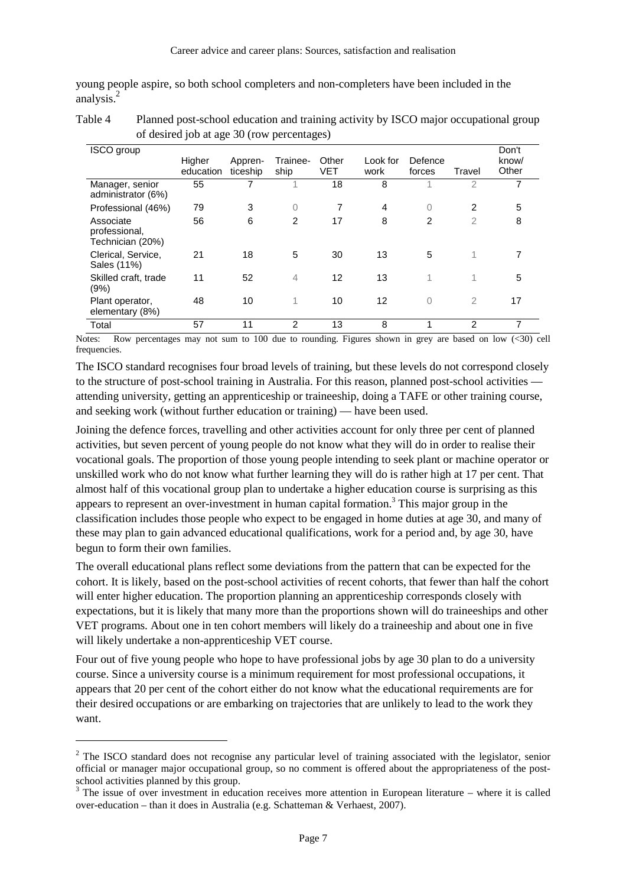young people aspire, so both school completers and non-completers have been included in the analysis.[2]

Table 4 Planned post-school education and training activity by ISCO major occupational group of desired job at age 30 (row percentages)

| ISCO group | Higher education | Appren-ticeship | Trainee-ship | Other VET | Look for work | Defence forces | Travel | Don't know/ Other |
|---|---|---|---|---|---|---|---|---|
| Manager, senior administrator (6%) | 55 | 7 | 1 | 18 | 8 | 1 | 2 | 7 |
| Professional (46%) | 79 | 3 | 0 | 7 | 4 | 0 | 2 | 5 |
| Associate professional, Technician (20%) | 56 | 6 | 2 | 17 | 8 | 2 | 2 | 8 |
| Clerical, Service, Sales (11%) | 21 | 18 | 5 | 30 | 13 | 5 | 1 | 7 |
| Skilled craft, trade (9%) | 11 | 52 | 4 | 12 | 13 | 1 | 1 | 5 |
| Plant operator, elementary (8%) | 48 | 10 | 1 | 10 | 12 | 0 | 2 | 17 |
| Total | 57 | 11 | 2 | 13 | 8 | 1 | 2 | 7 |

Notes: Row percentages may not sum to 100 due to rounding. Figures shown in grey are based on low (<30) cell frequencies.

The ISCO standard recognises four broad levels of training, but these levels do not correspond closely to the structure of post-school training in Australia. For this reason, planned post-school activities — attending university, getting an apprenticeship or traineeship, doing a TAFE or other training course, and seeking work (without further education or training) — have been used.

Joining the defence forces, travelling and other activities account for only three per cent of planned activities, but seven percent of young people do not know what they will do in order to realise their vocational goals. The proportion of those young people intending to seek plant or machine operator or unskilled work who do not know what further learning they will do is rather high at 17 per cent. That almost half of this vocational group plan to undertake a higher education course is surprising as this appears to represent an over-investment in human capital formation.[3] This major group in the classification includes those people who expect to be engaged in home duties at age 30, and many of these may plan to gain advanced educational qualifications, work for a period and, by age 30, have begun to form their own families.

The overall educational plans reflect some deviations from the pattern that can be expected for the cohort. It is likely, based on the post-school activities of recent cohorts, that fewer than half the cohort will enter higher education. The proportion planning an apprenticeship corresponds closely with expectations, but it is likely that many more than the proportions shown will do traineeships and other VET programs. About one in ten cohort members will likely do a traineeship and about one in five will likely undertake a non-apprenticeship VET course.

Four out of five young people who hope to have professional jobs by age 30 plan to do a university course. Since a university course is a minimum requirement for most professional occupations, it appears that 20 per cent of the cohort either do not know what the educational requirements are for their desired occupations or are embarking on trajectories that are unlikely to lead to the work they want.

[2] The ISCO standard does not recognise any particular level of training associated with the legislator, senior official or manager major occupational group, so no comment is offered about the appropriateness of the post-school activities planned by this group.

[3] The issue of over investment in education receives more attention in European literature – where it is called over-education – than it does in Australia (e.g. Schatteman & Verhaest, 2007).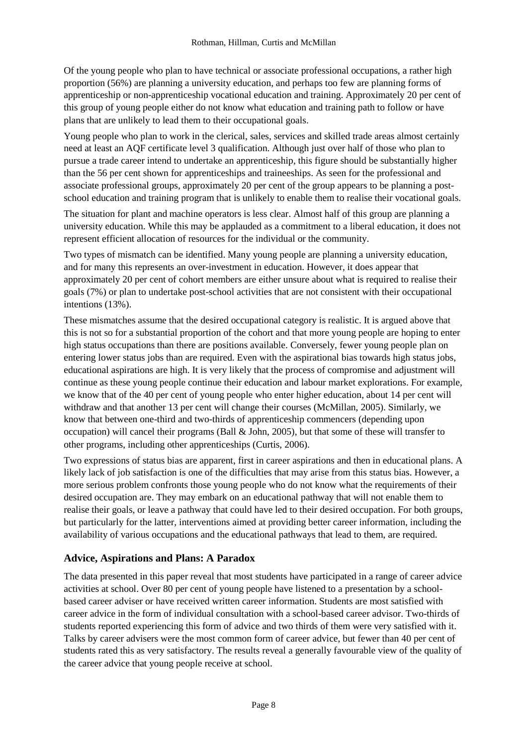Of the young people who plan to have technical or associate professional occupations, a rather high proportion (56%) are planning a university education, and perhaps too few are planning forms of apprenticeship or non-apprenticeship vocational education and training. Approximately 20 per cent of this group of young people either do not know what education and training path to follow or have plans that are unlikely to lead them to their occupational goals.

Young people who plan to work in the clerical, sales, services and skilled trade areas almost certainly need at least an AQF certificate level 3 qualification. Although just over half of those who plan to pursue a trade career intend to undertake an apprenticeship, this figure should be substantially higher than the 56 per cent shown for apprenticeships and traineeships. As seen for the professional and associate professional groups, approximately 20 per cent of the group appears to be planning a post-school education and training program that is unlikely to enable them to realise their vocational goals.

The situation for plant and machine operators is less clear. Almost half of this group are planning a university education. While this may be applauded as a commitment to a liberal education, it does not represent efficient allocation of resources for the individual or the community.

Two types of mismatch can be identified. Many young people are planning a university education, and for many this represents an over-investment in education. However, it does appear that approximately 20 per cent of cohort members are either unsure about what is required to realise their goals (7%) or plan to undertake post-school activities that are not consistent with their occupational intentions (13%).

These mismatches assume that the desired occupational category is realistic. It is argued above that this is not so for a substantial proportion of the cohort and that more young people are hoping to enter high status occupations than there are positions available. Conversely, fewer young people plan on entering lower status jobs than are required. Even with the aspirational bias towards high status jobs, educational aspirations are high. It is very likely that the process of compromise and adjustment will continue as these young people continue their education and labour market explorations. For example, we know that of the 40 per cent of young people who enter higher education, about 14 per cent will withdraw and that another 13 per cent will change their courses (McMillan, 2005). Similarly, we know that between one-third and two-thirds of apprenticeship commencers (depending upon occupation) will cancel their programs (Ball & John, 2005), but that some of these will transfer to other programs, including other apprenticeships (Curtis, 2006).

Two expressions of status bias are apparent, first in career aspirations and then in educational plans. A likely lack of job satisfaction is one of the difficulties that may arise from this status bias. However, a more serious problem confronts those young people who do not know what the requirements of their desired occupation are. They may embark on an educational pathway that will not enable them to realise their goals, or leave a pathway that could have led to their desired occupation. For both groups, but particularly for the latter, interventions aimed at providing better career information, including the availability of various occupations and the educational pathways that lead to them, are required.

## Advice, Aspirations and Plans: A Paradox

The data presented in this paper reveal that most students have participated in a range of career advice activities at school. Over 80 per cent of young people have listened to a presentation by a school-based career adviser or have received written career information. Students are most satisfied with career advice in the form of individual consultation with a school-based career advisor. Two-thirds of students reported experiencing this form of advice and two thirds of them were very satisfied with it. Talks by career advisers were the most common form of career advice, but fewer than 40 per cent of students rated this as very satisfactory. The results reveal a generally favourable view of the quality of the career advice that young people receive at school.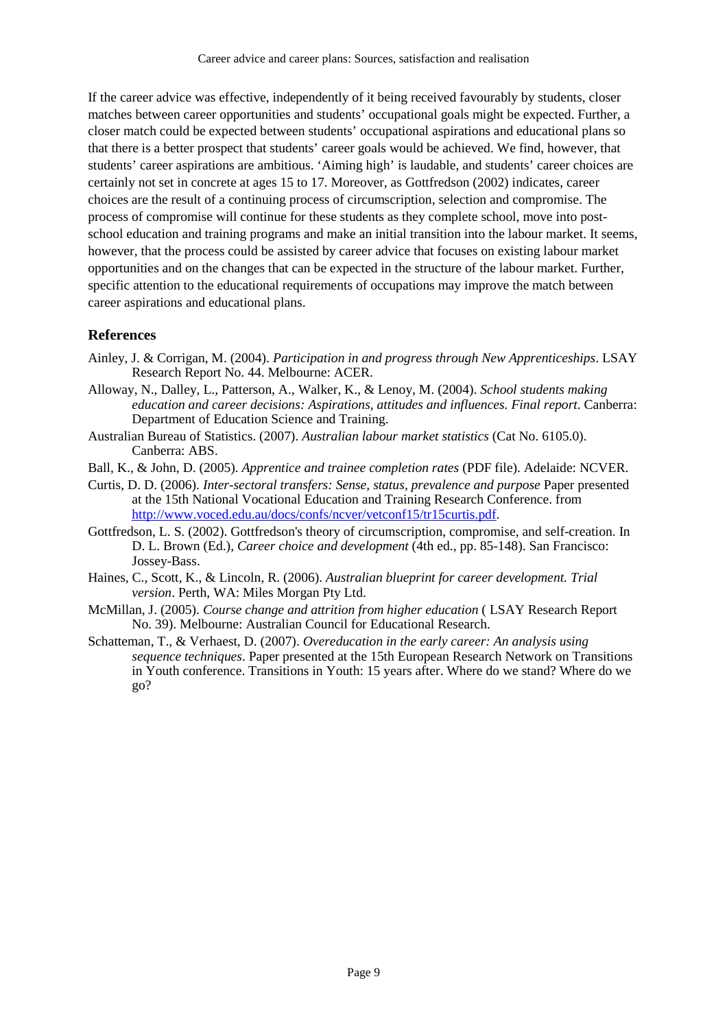If the career advice was effective, independently of it being received favourably by students, closer matches between career opportunities and students' occupational goals might be expected. Further, a closer match could be expected between students' occupational aspirations and educational plans so that there is a better prospect that students' career goals would be achieved. We find, however, that students' career aspirations are ambitious. 'Aiming high' is laudable, and students' career choices are certainly not set in concrete at ages 15 to 17. Moreover, as Gottfredson (2002) indicates, career choices are the result of a continuing process of circumscription, selection and compromise. The process of compromise will continue for these students as they complete school, move into post-school education and training programs and make an initial transition into the labour market. It seems, however, that the process could be assisted by career advice that focuses on existing labour market opportunities and on the changes that can be expected in the structure of the labour market. Further, specific attention to the educational requirements of occupations may improve the match between career aspirations and educational plans.

## References

Ainley, J. & Corrigan, M. (2004). *Participation in and progress through New Apprenticeships*. LSAY Research Report No. 44. Melbourne: ACER.

Alloway, N., Dalley, L., Patterson, A., Walker, K., & Lenoy, M. (2004). *School students making education and career decisions: Aspirations, attitudes and influences. Final report*. Canberra: Department of Education Science and Training.

Australian Bureau of Statistics. (2007). *Australian labour market statistics* (Cat No. 6105.0). Canberra: ABS.

Ball, K., & John, D. (2005). *Apprentice and trainee completion rates* (PDF file). Adelaide: NCVER.

Curtis, D. D. (2006). *Inter-sectoral transfers: Sense, status, prevalence and purpose* Paper presented at the 15th National Vocational Education and Training Research Conference. from http://www.voced.edu.au/docs/confs/ncver/vetconf15/tr15curtis.pdf.

Gottfredson, L. S. (2002). Gottfredson's theory of circumscription, compromise, and self-creation. In D. L. Brown (Ed.), *Career choice and development* (4th ed., pp. 85-148). San Francisco: Jossey-Bass.

Haines, C., Scott, K., & Lincoln, R. (2006). *Australian blueprint for career development. Trial version*. Perth, WA: Miles Morgan Pty Ltd.

McMillan, J. (2005). *Course change and attrition from higher education* ( LSAY Research Report No. 39). Melbourne: Australian Council for Educational Research.

Schatteman, T., & Verhaest, D. (2007). *Overeducation in the early career: An analysis using sequence techniques*. Paper presented at the 15th European Research Network on Transitions in Youth conference. Transitions in Youth: 15 years after. Where do we stand? Where do we go?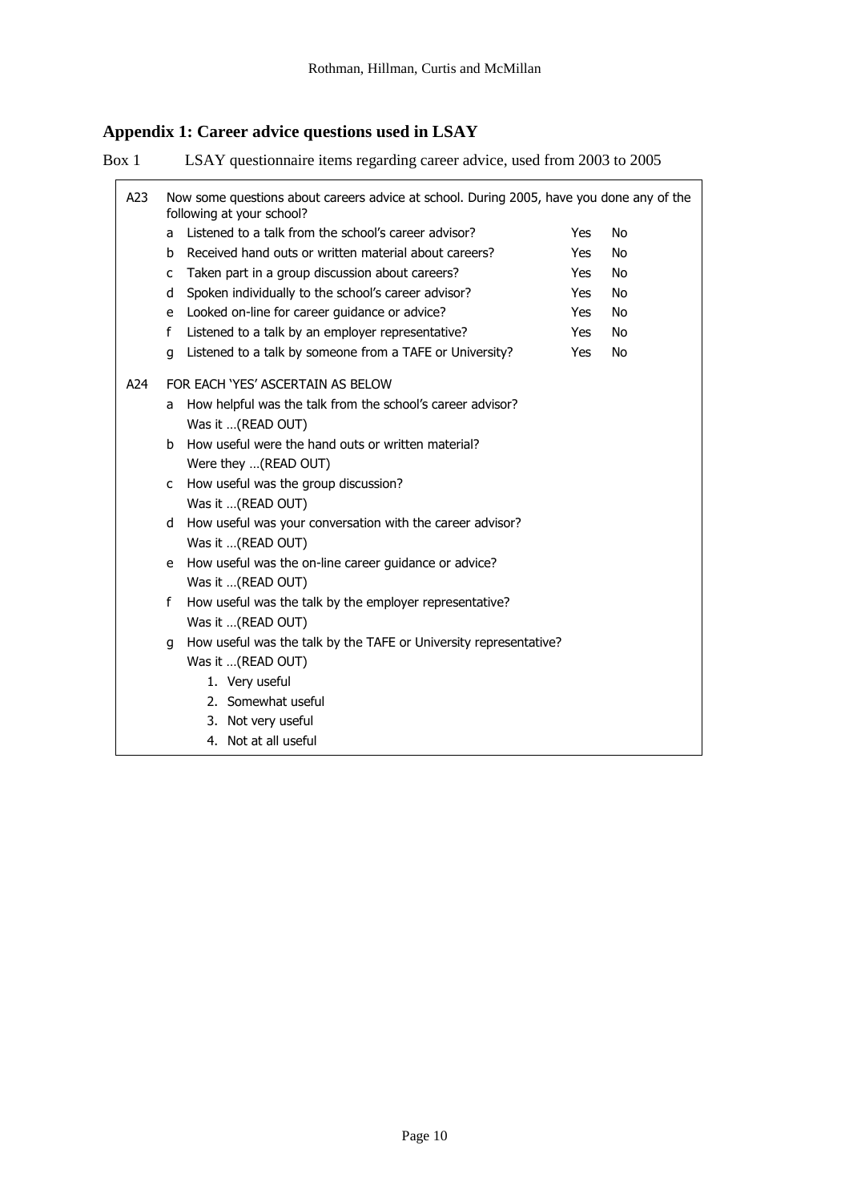## Appendix 1: Career advice questions used in LSAY

Box 1 LSAY questionnaire items regarding career advice, used from 2003 to 2005

A23 Now some questions about careers advice at school. During 2005, have you done any of the following at your school?

| | | | |
|---|---|---|---|
| a | Listened to a talk from the school's career advisor? | Yes | No |
| b | Received hand outs or written material about careers? | Yes | No |
| c | Taken part in a group discussion about careers? | Yes | No |
| d | Spoken individually to the school's career advisor? | Yes | No |
| e | Looked on-line for career guidance or advice? | Yes | No |
| f | Listened to a talk by an employer representative? | Yes | No |
| g | Listened to a talk by someone from a TAFE or University? | Yes | No |

A24 FOR EACH 'YES' ASCERTAIN AS BELOW

a How helpful was the talk from the school's career advisor?
Was it …(READ OUT)

b How useful were the hand outs or written material?
Were they …(READ OUT)

c How useful was the group discussion?
Was it …(READ OUT)

d How useful was your conversation with the career advisor?
Was it …(READ OUT)

e How useful was the on-line career guidance or advice?
Was it …(READ OUT)

f How useful was the talk by the employer representative?
Was it …(READ OUT)

g How useful was the talk by the TAFE or University representative?
Was it …(READ OUT)

1. Very useful
2. Somewhat useful
3. Not very useful
4. Not at all useful